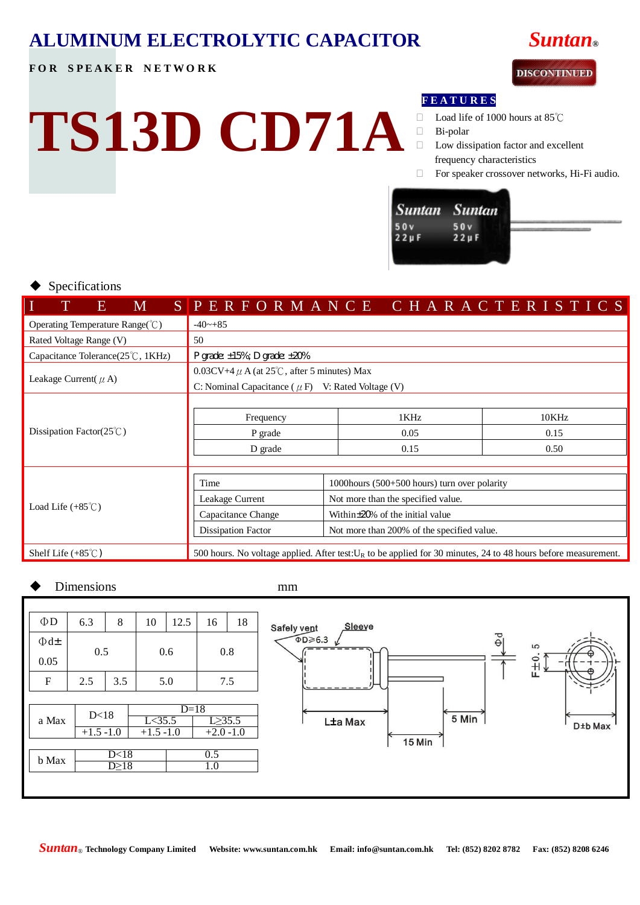# ALUMINUM ELECTROLYTIC CAPACITOR

**FOR SPEAKER NETWORK**

Suntan®

DISCONTINUED

# TS13D CD71A

**FEATURES**

- Load life of 1000 hours at 85℃
- Bi-polar
- Low dissipation factor and excellent frequency characteristics
- For speaker crossover networks, Hi-Fi audio.

## ◆ Specifications

| ITEMS | PERFORMANCE CHARACTERISTICS |
|---|---|
| Operating Temperature Range(℃) | -40~+85 |
| Rated Voltage Range (V) | 50 |
| Capacitance Tolerance(25℃, 1KHz) | P grade: ±15%; D grade: ±20% |
| Leakage Current( μ A) | 0.03CV+4 μ A (at 25℃, after 5 minutes) Max<br>C: Nominal Capacitance ( μ F) V: Rated Voltage (V) |
| Dissipation Factor(25℃) | see table below |
| Load Life (+85℃) | see table below |
| Shelf Life (+85℃) | 500 hours. No voltage applied. After test: $U_R$ to be applied for 30 minutes, 24 to 48 hours before measurement. |

Dissipation Factor(25℃):

| Frequency | 1KHz | 10KHz |
|---|---|---|
| P grade | 0.05 | 0.15 |
| D grade | 0.15 | 0.50 |

Load Life (+85℃):

| Time | 1000hours (500+500 hours) turn over polarity |
|---|---|
| Leakage Current | Not more than the specified value. |
| Capacitance Change | Within±20% of the initial value |
| Dissipation Factor | Not more than 200% of the specified value. |

## ◆ Dimensions mm

| ΦD | 6.3 | 8 | 10 | 12.5 | 16 | 18 |
|---|---|---|---|---|---|---|
| Φd± 0.05 | 0.5 | | 0.6 | | 0.8 | |
| F | 2.5 | 3.5 | 5.0 | | 7.5 | |

| a Max | D<18 | D=18 | |
|---|---|---|---|
| | | L<35.5 | L≥35.5 |
| | +1.5 -1.0 | +1.5 -1.0 | +2.0 -1.0 |

| b Max | D<18 | 0.5 |
|---|---|---|
| | D≥18 | 1.0 |

Safely vent, Sleeve, ΦD≥6.3, Φd, F±0.5, L±a Max, 5 Min, 15 Min, D±b Max

Suntan® Technology Company Limited Website: www.suntan.com.hk Email: info@suntan.com.hk Tel: (852) 8202 8782 Fax: (852) 8208 6246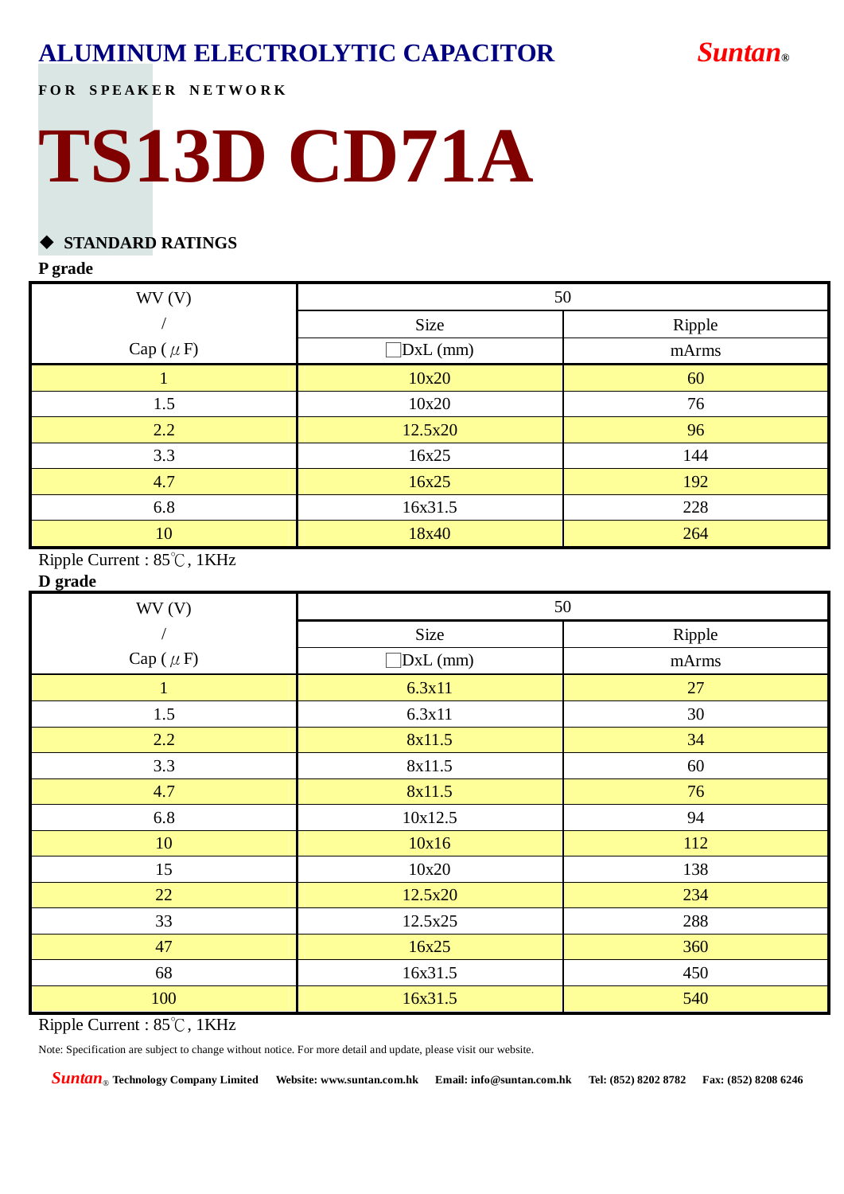# ALUMINUM ELECTROLYTIC CAPACITOR

**Suntan®**

**FOR SPEAKER NETWORK**

# TS13D CD71A

## ◆ STANDARD RATINGS

**P grade**

| WV (V) / Cap (μF) | 50 | |
|---|---|---|
| | Size | Ripple |
| | ☐DxL (mm) | mArms |
| 1 | 10x20 | 60 |
| 1.5 | 10x20 | 76 |
| 2.2 | 12.5x20 | 96 |
| 3.3 | 16x25 | 144 |
| 4.7 | 16x25 | 192 |
| 6.8 | 16x31.5 | 228 |
| 10 | 18x40 | 264 |

Ripple Current : 85℃, 1KHz

**D grade**

| WV (V) / Cap (μF) | 50 | |
|---|---|---|
| | Size | Ripple |
| | ☐DxL (mm) | mArms |
| 1 | 6.3x11 | 27 |
| 1.5 | 6.3x11 | 30 |
| 2.2 | 8x11.5 | 34 |
| 3.3 | 8x11.5 | 60 |
| 4.7 | 8x11.5 | 76 |
| 6.8 | 10x12.5 | 94 |
| 10 | 10x16 | 112 |
| 15 | 10x20 | 138 |
| 22 | 12.5x20 | 234 |
| 33 | 12.5x25 | 288 |
| 47 | 16x25 | 360 |
| 68 | 16x31.5 | 450 |
| 100 | 16x31.5 | 540 |

Ripple Current : 85℃, 1KHz

Note: Specification are subject to change without notice. For more detail and update, please visit our website.

Suntan® Technology Company Limited   Website: www.suntan.com.hk   Email: info@suntan.com.hk   Tel: (852) 8202 8782   Fax: (852) 8208 6246